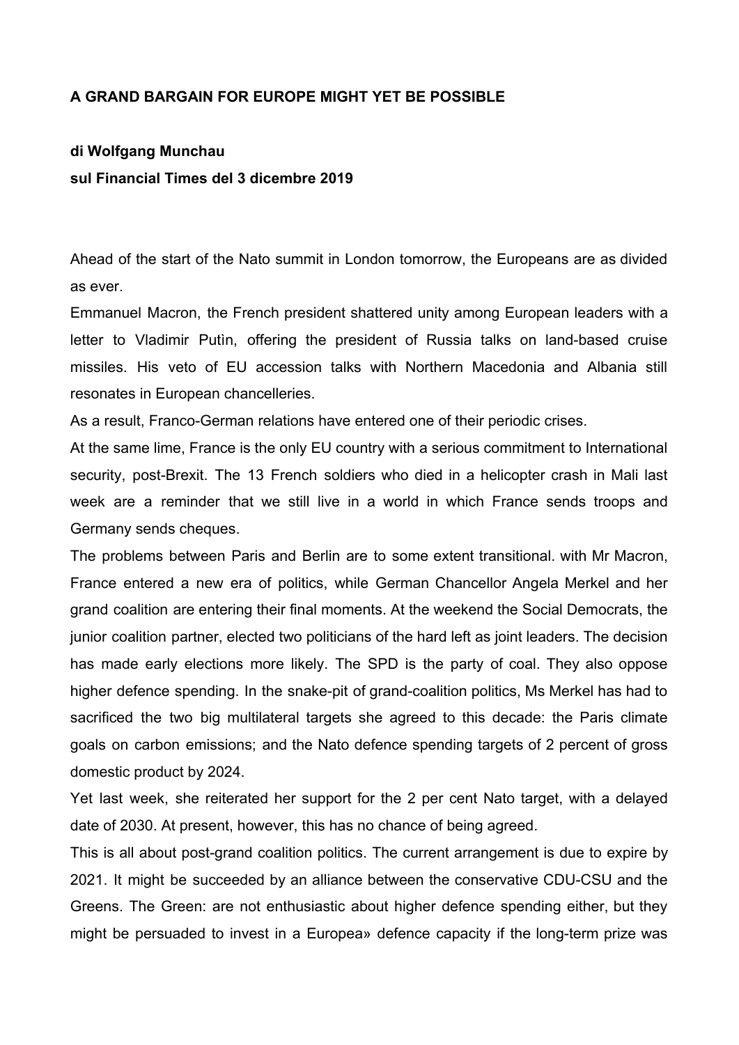**A GRAND BARGAIN FOR EUROPE MIGHT YET BE POSSIBLE**

**di Wolfgang Munchau**

**sul Financial Times del 3 dicembre 2019**

Ahead of the start of the Nato summit in London tomorrow, the Europeans are as divided as ever.

Emmanuel Macron, the French president shattered unity among European leaders with a letter to Vladimir Putin, offering the president of Russia talks on land-based cruise missiles. His veto of EU accession talks with Northern Macedonia and Albania still resonates in European chancelleries.

As a result, Franco-German relations have entered one of their periodic crises.

At the same lime, France is the only EU country with a serious commitment to International security, post-Brexit. The 13 French soldiers who died in a helicopter crash in Mali last week are a reminder that we still live in a world in which France sends troops and Germany sends cheques.

The problems between Paris and Berlin are to some extent transitional. with Mr Macron, France entered a new era of politics, while German Chancellor Angela Merkel and her grand coalition are entering their final moments. At the weekend the Social Democrats, the junior coalition partner, elected two politicians of the hard left as joint leaders. The decision has made early elections more likely. The SPD is the party of coal. They also oppose higher defence spending. In the snake-pit of grand-coalition politics, Ms Merkel has had to sacrificed the two big multilateral targets she agreed to this decade: the Paris climate goals on carbon emissions; and the Nato defence spending targets of 2 percent of gross domestic product by 2024.

Yet last week, she reiterated her support for the 2 per cent Nato target, with a delayed date of 2030. At present, however, this has no chance of being agreed.

This is all about post-grand coalition politics. The current arrangement is due to expire by 2021. It might be succeeded by an alliance between the conservative CDU-CSU and the Greens. The Green: are not enthusiastic about higher defence spending either, but they might be persuaded to invest in a Europea» defence capacity if the long-term prize was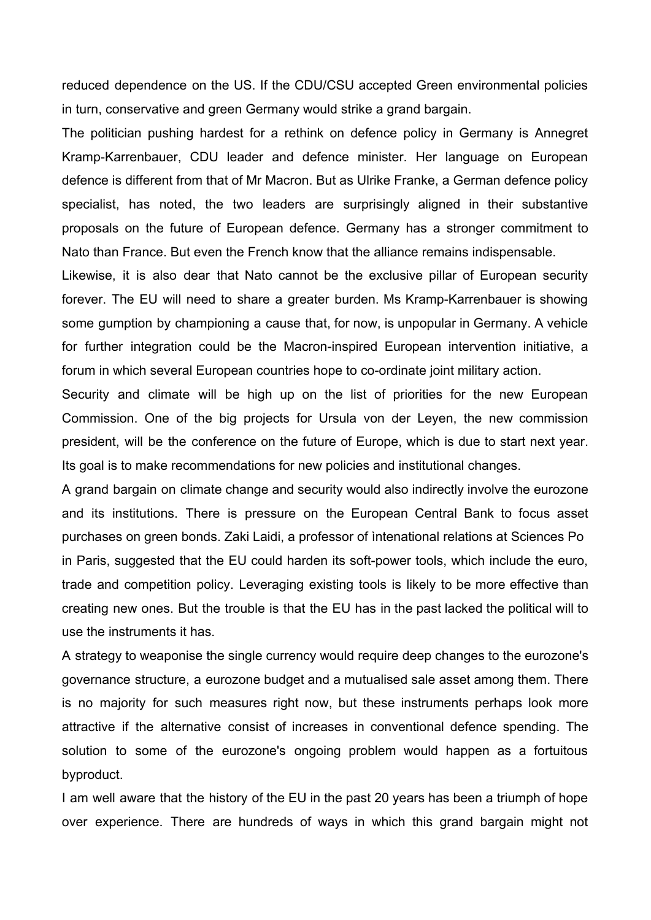reduced dependence on the US. If the CDU/CSU accepted Green environmental policies in turn, conservative and green Germany would strike a grand bargain.

The politician pushing hardest for a rethink on defence policy in Germany is Annegret Kramp-Karrenbauer, CDU leader and defence minister. Her language on European defence is different from that of Mr Macron. But as Ulrike Franke, a German defence policy specialist, has noted, the two leaders are surprisingly aligned in their substantive proposals on the future of European defence. Germany has a stronger commitment to Nato than France. But even the French know that the alliance remains indispensable.

Likewise, it is also dear that Nato cannot be the exclusive pillar of European security forever. The EU will need to share a greater burden. Ms Kramp-Karrenbauer is showing some gumption by championing a cause that, for now, is unpopular in Germany. A vehicle for further integration could be the Macron-inspired European intervention initiative, a forum in which several European countries hope to co-ordinate joint military action.

Security and climate will be high up on the list of priorities for the new European Commission. One of the big projects for Ursula von der Leyen, the new commission president, will be the conference on the future of Europe, which is due to start next year. Its goal is to make recommendations for new policies and institutional changes.

A grand bargain on climate change and security would also indirectly involve the eurozone and its institutions. There is pressure on the European Central Bank to focus asset purchases on green bonds. Zaki Laidi, a professor of ìntenational relations at Sciences Po in Paris, suggested that the EU could harden its soft-power tools, which include the euro, trade and competition policy. Leveraging existing tools is likely to be more effective than creating new ones. But the trouble is that the EU has in the past lacked the political will to use the instruments it has.

A strategy to weaponise the single currency would require deep changes to the eurozone's governance structure, a eurozone budget and a mutualised sale asset among them. There is no majority for such measures right now, but these instruments perhaps look more attractive if the alternative consist of increases in conventional defence spending. The solution to some of the eurozone's ongoing problem would happen as a fortuitous byproduct.

I am well aware that the history of the EU in the past 20 years has been a triumph of hope over experience. There are hundreds of ways in which this grand bargain might not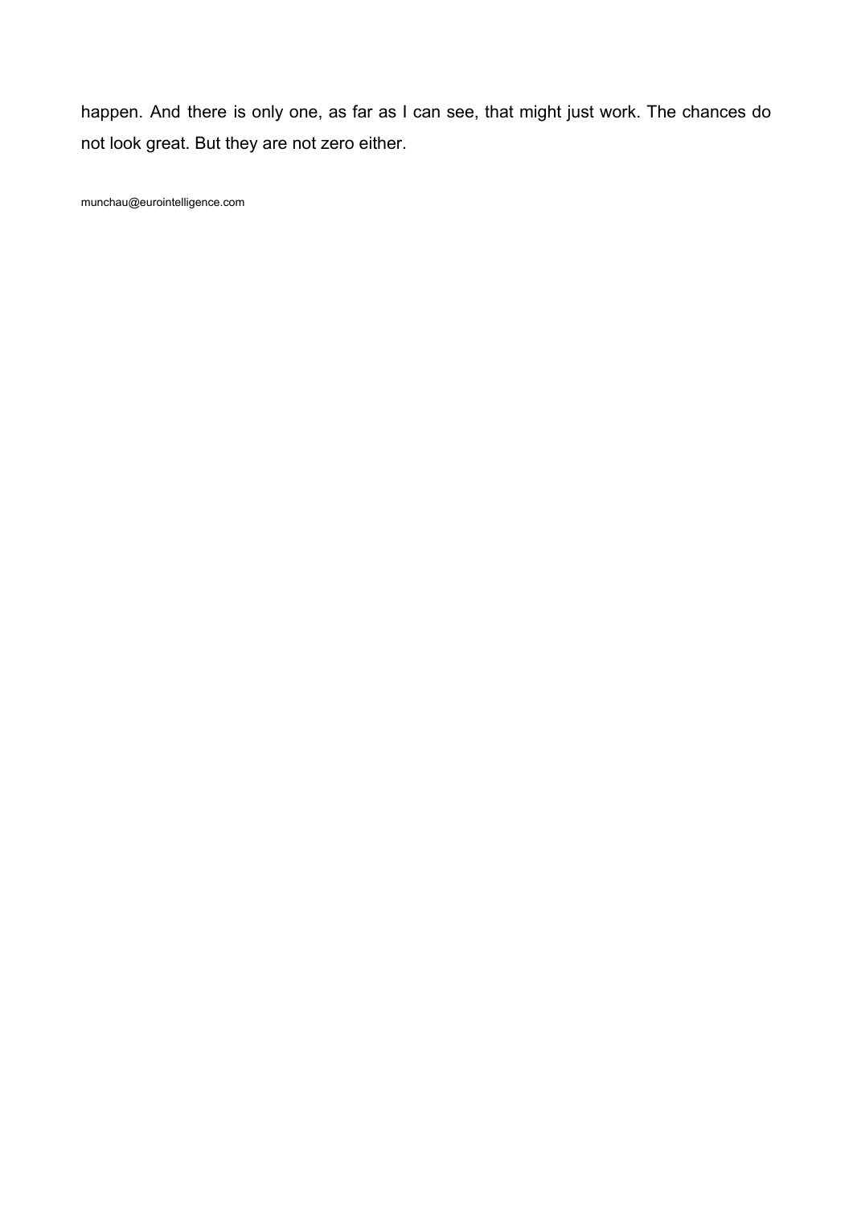happen. And there is only one, as far as I can see, that might just work. The chances do not look great. But they are not zero either.

munchau@eurointelligence.com